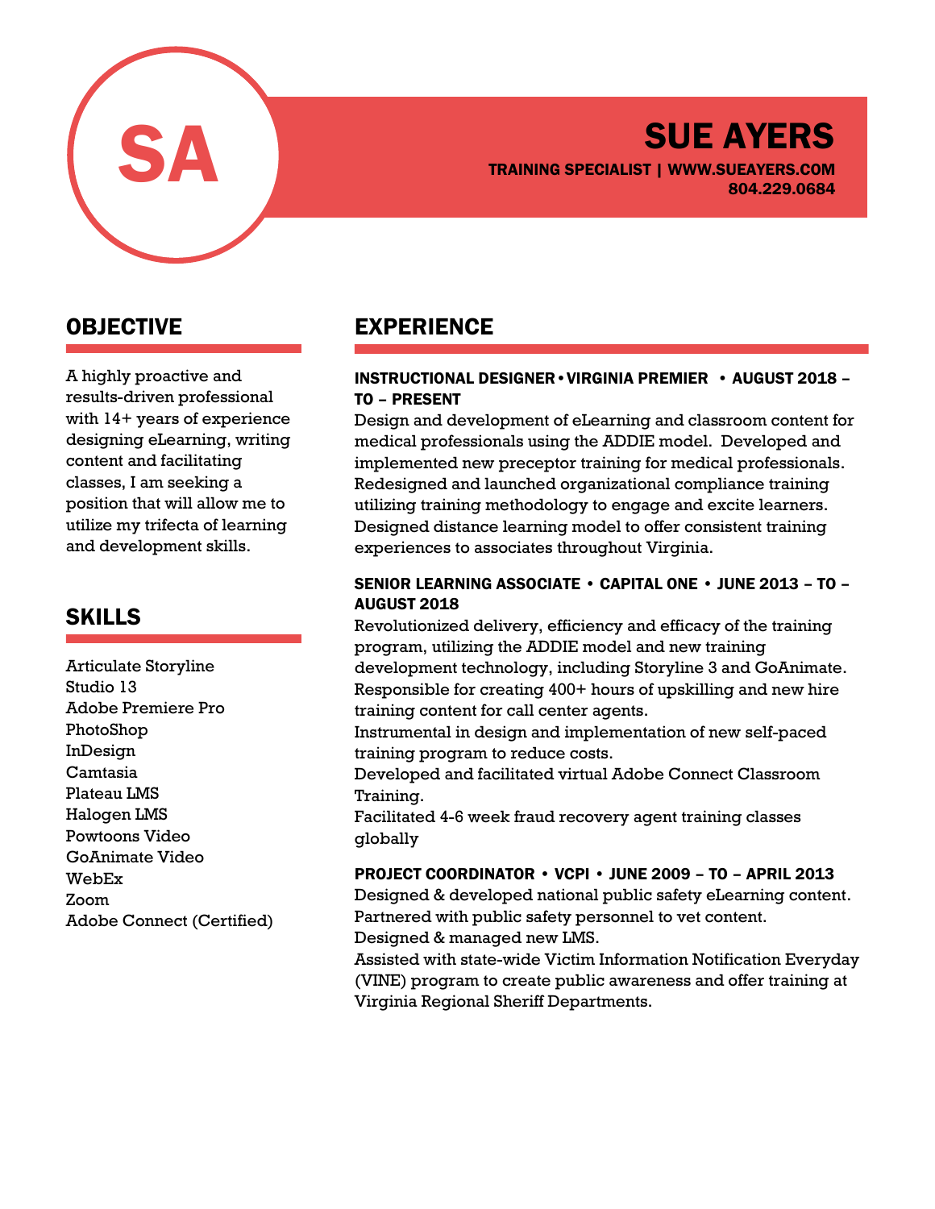SA

# SUE AYERS

**TRAINING SPECIALIST | WWW.SUEAYERS.COM**
**804.229.0684**

## OBJECTIVE

A highly proactive and results-driven professional with 14+ years of experience designing eLearning, writing content and facilitating classes, I am seeking a position that will allow me to utilize my trifecta of learning and development skills.

## SKILLS

Articulate Storyline
Studio 13
Adobe Premiere Pro
PhotoShop
InDesign
Camtasia
Plateau LMS
Halogen LMS
Powtoons Video
GoAnimate Video
WebEx
Zoom
Adobe Connect (Certified)

## EXPERIENCE

### INSTRUCTIONAL DESIGNER • VIRGINIA PREMIER • AUGUST 2018 – TO – PRESENT

Design and development of eLearning and classroom content for medical professionals using the ADDIE model. Developed and implemented new preceptor training for medical professionals. Redesigned and launched organizational compliance training utilizing training methodology to engage and excite learners. Designed distance learning model to offer consistent training experiences to associates throughout Virginia.

### SENIOR LEARNING ASSOCIATE • CAPITAL ONE • JUNE 2013 – TO – AUGUST 2018

Revolutionized delivery, efficiency and efficacy of the training program, utilizing the ADDIE model and new training development technology, including Storyline 3 and GoAnimate. Responsible for creating 400+ hours of upskilling and new hire training content for call center agents.
Instrumental in design and implementation of new self-paced training program to reduce costs.
Developed and facilitated virtual Adobe Connect Classroom Training.
Facilitated 4-6 week fraud recovery agent training classes globally

### PROJECT COORDINATOR • VCPI • JUNE 2009 – TO – APRIL 2013

Designed & developed national public safety eLearning content.
Partnered with public safety personnel to vet content.
Designed & managed new LMS.
Assisted with state-wide Victim Information Notification Everyday (VINE) program to create public awareness and offer training at Virginia Regional Sheriff Departments.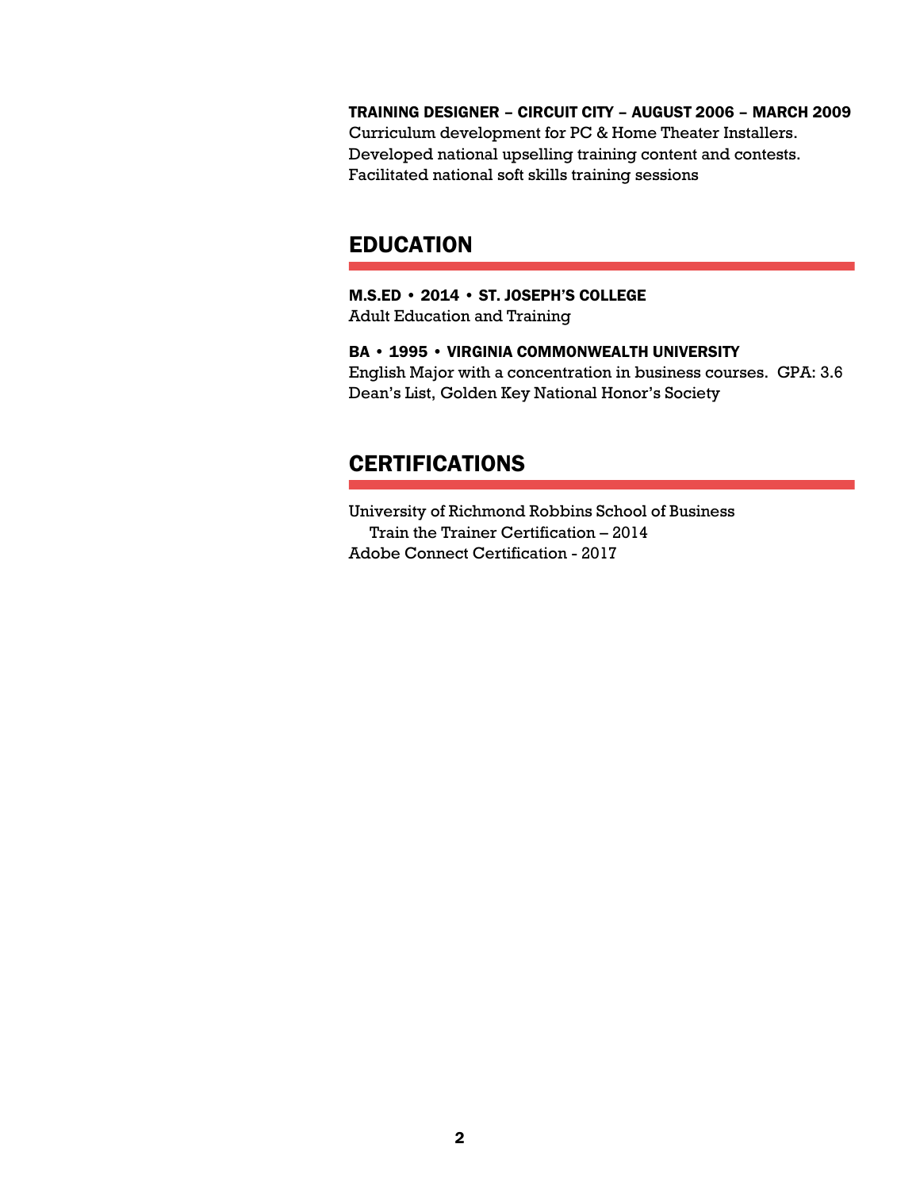### TRAINING DESIGNER – CIRCUIT CITY – AUGUST 2006 – MARCH 2009

Curriculum development for PC & Home Theater Installers.
Developed national upselling training content and contests.
Facilitated national soft skills training sessions

## EDUCATION

### M.S.ED • 2014 • ST. JOSEPH'S COLLEGE

Adult Education and Training

### BA • 1995 • VIRGINIA COMMONWEALTH UNIVERSITY

English Major with a concentration in business courses. GPA: 3.6
Dean's List, Golden Key National Honor's Society

## CERTIFICATIONS

University of Richmond Robbins School of Business
  Train the Trainer Certification – 2014
Adobe Connect Certification - 2017